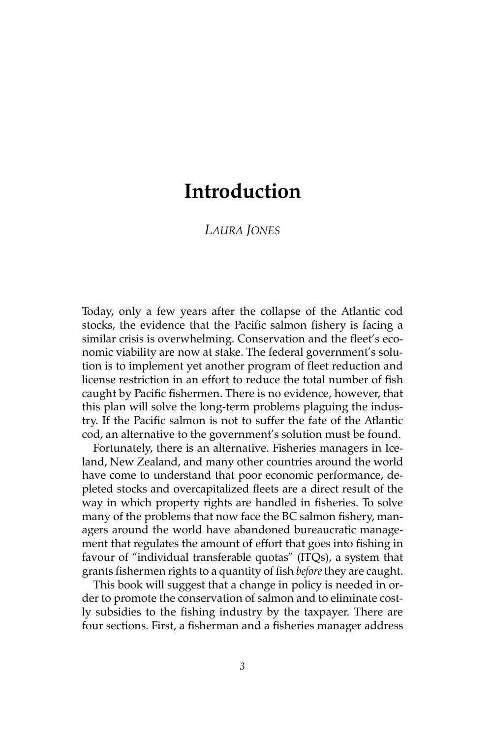# Introduction

*LAURA JONES*

Today, only a few years after the collapse of the Atlantic cod stocks, the evidence that the Pacific salmon fishery is facing a similar crisis is overwhelming. Conservation and the fleet's economic viability are now at stake. The federal government's solution is to implement yet another program of fleet reduction and license restriction in an effort to reduce the total number of fish caught by Pacific fishermen. There is no evidence, however, that this plan will solve the long-term problems plaguing the industry. If the Pacific salmon is not to suffer the fate of the Atlantic cod, an alternative to the government's solution must be found.

Fortunately, there is an alternative. Fisheries managers in Iceland, New Zealand, and many other countries around the world have come to understand that poor economic performance, depleted stocks and overcapitalized fleets are a direct result of the way in which property rights are handled in fisheries. To solve many of the problems that now face the BC salmon fishery, managers around the world have abandoned bureaucratic management that regulates the amount of effort that goes into fishing in favour of "individual transferable quotas" (ITQs), a system that grants fishermen rights to a quantity of fish *before* they are caught.

This book will suggest that a change in policy is needed in order to promote the conservation of salmon and to eliminate costly subsidies to the fishing industry by the taxpayer. There are four sections. First, a fisherman and a fisheries manager address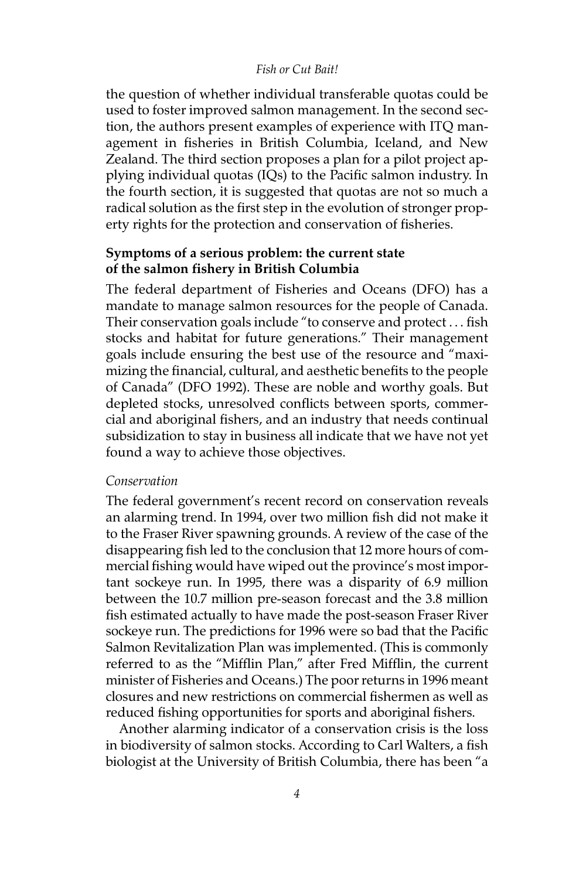the question of whether individual transferable quotas could be used to foster improved salmon management. In the second section, the authors present examples of experience with ITQ management in fisheries in British Columbia, Iceland, and New Zealand. The third section proposes a plan for a pilot project applying individual quotas (IQs) to the Pacific salmon industry. In the fourth section, it is suggested that quotas are not so much a radical solution as the first step in the evolution of stronger property rights for the protection and conservation of fisheries.

## Symptoms of a serious problem: the current state of the salmon fishery in British Columbia

The federal department of Fisheries and Oceans (DFO) has a mandate to manage salmon resources for the people of Canada. Their conservation goals include "to conserve and protect . . . fish stocks and habitat for future generations." Their management goals include ensuring the best use of the resource and "maximizing the financial, cultural, and aesthetic benefits to the people of Canada" (DFO 1992). These are noble and worthy goals. But depleted stocks, unresolved conflicts between sports, commercial and aboriginal fishers, and an industry that needs continual subsidization to stay in business all indicate that we have not yet found a way to achieve those objectives.

### *Conservation*

The federal government's recent record on conservation reveals an alarming trend. In 1994, over two million fish did not make it to the Fraser River spawning grounds. A review of the case of the disappearing fish led to the conclusion that 12 more hours of commercial fishing would have wiped out the province's most important sockeye run. In 1995, there was a disparity of 6.9 million between the 10.7 million pre-season forecast and the 3.8 million fish estimated actually to have made the post-season Fraser River sockeye run. The predictions for 1996 were so bad that the Pacific Salmon Revitalization Plan was implemented. (This is commonly referred to as the "Mifflin Plan," after Fred Mifflin, the current minister of Fisheries and Oceans.) The poor returns in 1996 meant closures and new restrictions on commercial fishermen as well as reduced fishing opportunities for sports and aboriginal fishers.

Another alarming indicator of a conservation crisis is the loss in biodiversity of salmon stocks. According to Carl Walters, a fish biologist at the University of British Columbia, there has been "a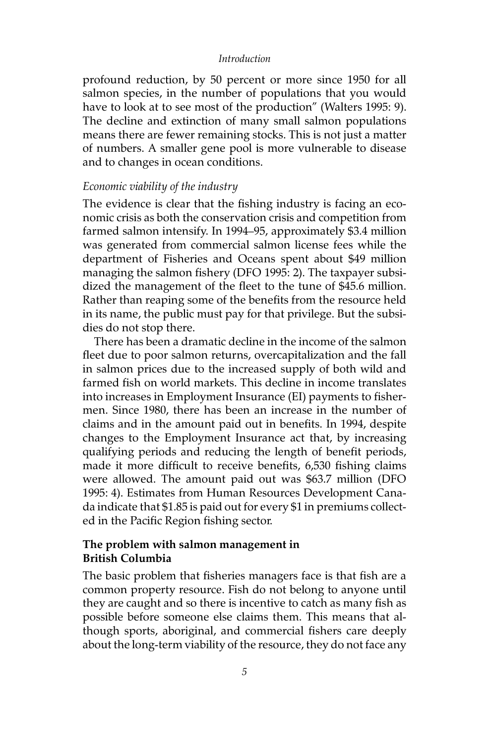profound reduction, by 50 percent or more since 1950 for all salmon species, in the number of populations that you would have to look at to see most of the production" (Walters 1995: 9). The decline and extinction of many small salmon populations means there are fewer remaining stocks. This is not just a matter of numbers. A smaller gene pool is more vulnerable to disease and to changes in ocean conditions.

*Economic viability of the industry*

The evidence is clear that the fishing industry is facing an economic crisis as both the conservation crisis and competition from farmed salmon intensify. In 1994–95, approximately $3.4 million was generated from commercial salmon license fees while the department of Fisheries and Oceans spent about $49 million managing the salmon fishery (DFO 1995: 2). The taxpayer subsidized the management of the fleet to the tune of $45.6 million. Rather than reaping some of the benefits from the resource held in its name, the public must pay for that privilege. But the subsidies do not stop there.

There has been a dramatic decline in the income of the salmon fleet due to poor salmon returns, overcapitalization and the fall in salmon prices due to the increased supply of both wild and farmed fish on world markets. This decline in income translates into increases in Employment Insurance (EI) payments to fishermen. Since 1980, there has been an increase in the number of claims and in the amount paid out in benefits. In 1994, despite changes to the Employment Insurance act that, by increasing qualifying periods and reducing the length of benefit periods, made it more difficult to receive benefits, 6,530 fishing claims were allowed. The amount paid out was $63.7 million (DFO 1995: 4). Estimates from Human Resources Development Canada indicate that $1.85 is paid out for every $1 in premiums collected in the Pacific Region fishing sector.

## The problem with salmon management in British Columbia

The basic problem that fisheries managers face is that fish are a common property resource. Fish do not belong to anyone until they are caught and so there is incentive to catch as many fish as possible before someone else claims them. This means that although sports, aboriginal, and commercial fishers care deeply about the long-term viability of the resource, they do not face any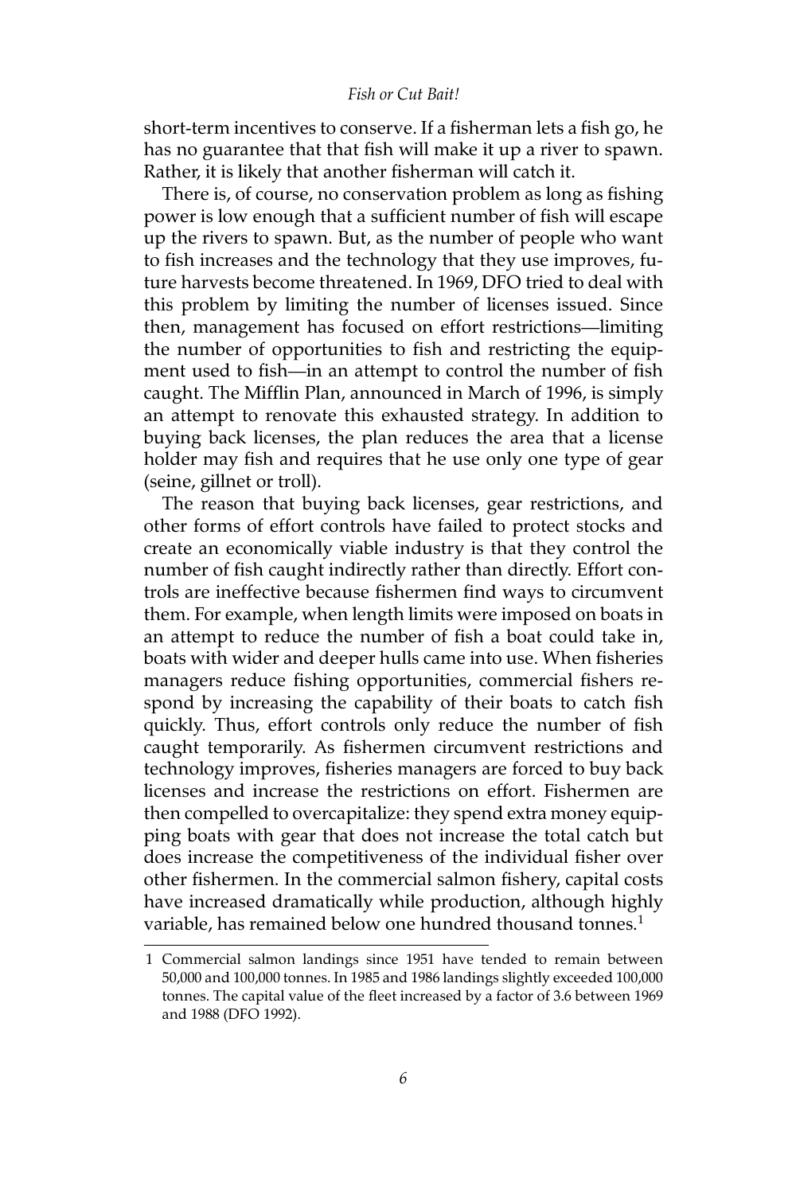short-term incentives to conserve. If a fisherman lets a fish go, he has no guarantee that that fish will make it up a river to spawn. Rather, it is likely that another fisherman will catch it.

There is, of course, no conservation problem as long as fishing power is low enough that a sufficient number of fish will escape up the rivers to spawn. But, as the number of people who want to fish increases and the technology that they use improves, future harvests become threatened. In 1969, DFO tried to deal with this problem by limiting the number of licenses issued. Since then, management has focused on effort restrictions—limiting the number of opportunities to fish and restricting the equipment used to fish—in an attempt to control the number of fish caught. The Mifflin Plan, announced in March of 1996, is simply an attempt to renovate this exhausted strategy. In addition to buying back licenses, the plan reduces the area that a license holder may fish and requires that he use only one type of gear (seine, gillnet or troll).

The reason that buying back licenses, gear restrictions, and other forms of effort controls have failed to protect stocks and create an economically viable industry is that they control the number of fish caught indirectly rather than directly. Effort controls are ineffective because fishermen find ways to circumvent them. For example, when length limits were imposed on boats in an attempt to reduce the number of fish a boat could take in, boats with wider and deeper hulls came into use. When fisheries managers reduce fishing opportunities, commercial fishers respond by increasing the capability of their boats to catch fish quickly. Thus, effort controls only reduce the number of fish caught temporarily. As fishermen circumvent restrictions and technology improves, fisheries managers are forced to buy back licenses and increase the restrictions on effort. Fishermen are then compelled to overcapitalize: they spend extra money equipping boats with gear that does not increase the total catch but does increase the competitiveness of the individual fisher over other fishermen. In the commercial salmon fishery, capital costs have increased dramatically while production, although highly variable, has remained below one hundred thousand tonnes.[1]

---

1 Commercial salmon landings since 1951 have tended to remain between 50,000 and 100,000 tonnes. In 1985 and 1986 landings slightly exceeded 100,000 tonnes. The capital value of the fleet increased by a factor of 3.6 between 1969 and 1988 (DFO 1992).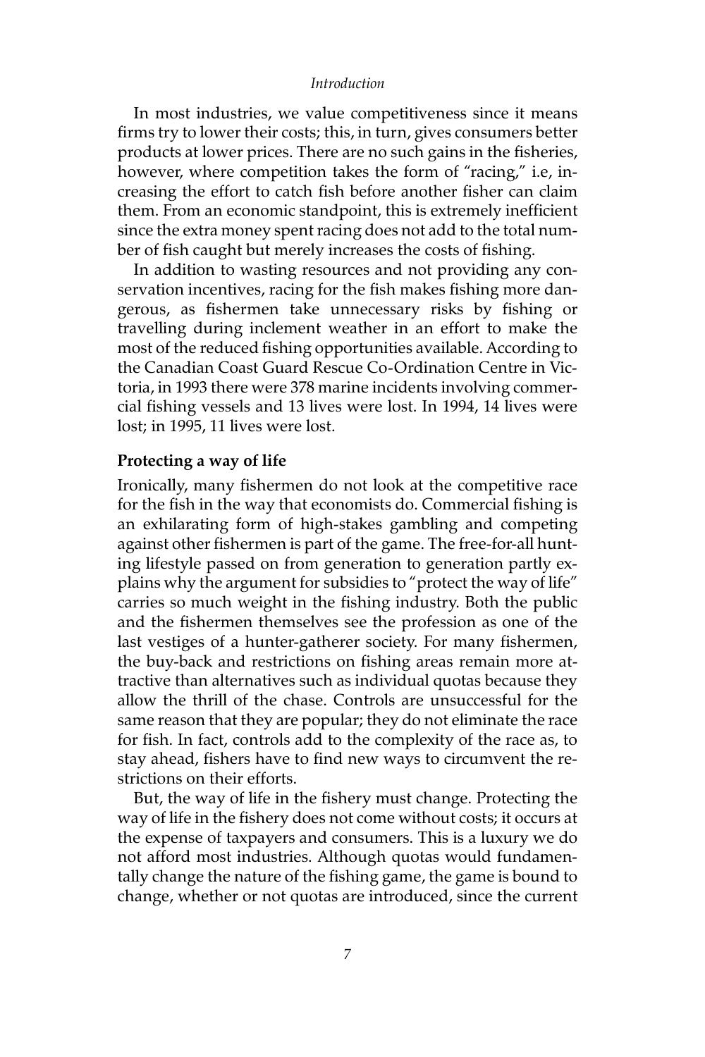In most industries, we value competitiveness since it means firms try to lower their costs; this, in turn, gives consumers better products at lower prices. There are no such gains in the fisheries, however, where competition takes the form of "racing," i.e, increasing the effort to catch fish before another fisher can claim them. From an economic standpoint, this is extremely inefficient since the extra money spent racing does not add to the total number of fish caught but merely increases the costs of fishing.

In addition to wasting resources and not providing any conservation incentives, racing for the fish makes fishing more dangerous, as fishermen take unnecessary risks by fishing or travelling during inclement weather in an effort to make the most of the reduced fishing opportunities available. According to the Canadian Coast Guard Rescue Co-Ordination Centre in Victoria, in 1993 there were 378 marine incidents involving commercial fishing vessels and 13 lives were lost. In 1994, 14 lives were lost; in 1995, 11 lives were lost.

**Protecting a way of life**

Ironically, many fishermen do not look at the competitive race for the fish in the way that economists do. Commercial fishing is an exhilarating form of high-stakes gambling and competing against other fishermen is part of the game. The free-for-all hunting lifestyle passed on from generation to generation partly explains why the argument for subsidies to "protect the way of life" carries so much weight in the fishing industry. Both the public and the fishermen themselves see the profession as one of the last vestiges of a hunter-gatherer society. For many fishermen, the buy-back and restrictions on fishing areas remain more attractive than alternatives such as individual quotas because they allow the thrill of the chase. Controls are unsuccessful for the same reason that they are popular; they do not eliminate the race for fish. In fact, controls add to the complexity of the race as, to stay ahead, fishers have to find new ways to circumvent the restrictions on their efforts.

But, the way of life in the fishery must change. Protecting the way of life in the fishery does not come without costs; it occurs at the expense of taxpayers and consumers. This is a luxury we do not afford most industries. Although quotas would fundamentally change the nature of the fishing game, the game is bound to change, whether or not quotas are introduced, since the current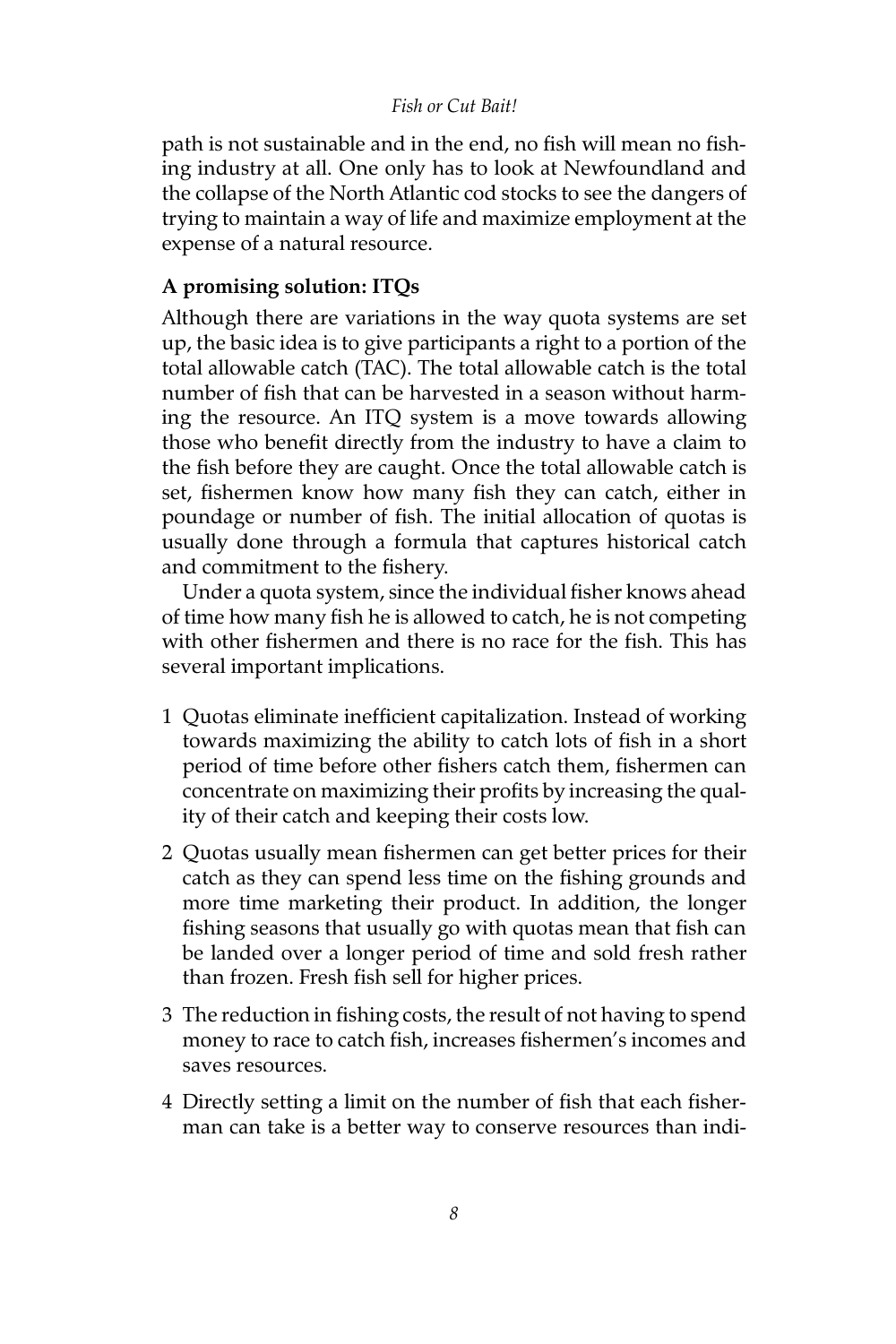path is not sustainable and in the end, no fish will mean no fishing industry at all. One only has to look at Newfoundland and the collapse of the North Atlantic cod stocks to see the dangers of trying to maintain a way of life and maximize employment at the expense of a natural resource.

### A promising solution: ITQs

Although there are variations in the way quota systems are set up, the basic idea is to give participants a right to a portion of the total allowable catch (TAC). The total allowable catch is the total number of fish that can be harvested in a season without harming the resource. An ITQ system is a move towards allowing those who benefit directly from the industry to have a claim to the fish before they are caught. Once the total allowable catch is set, fishermen know how many fish they can catch, either in poundage or number of fish. The initial allocation of quotas is usually done through a formula that captures historical catch and commitment to the fishery.

Under a quota system, since the individual fisher knows ahead of time how many fish he is allowed to catch, he is not competing with other fishermen and there is no race for the fish. This has several important implications.

1. Quotas eliminate inefficient capitalization. Instead of working towards maximizing the ability to catch lots of fish in a short period of time before other fishers catch them, fishermen can concentrate on maximizing their profits by increasing the quality of their catch and keeping their costs low.
2. Quotas usually mean fishermen can get better prices for their catch as they can spend less time on the fishing grounds and more time marketing their product. In addition, the longer fishing seasons that usually go with quotas mean that fish can be landed over a longer period of time and sold fresh rather than frozen. Fresh fish sell for higher prices.
3. The reduction in fishing costs, the result of not having to spend money to race to catch fish, increases fishermen's incomes and saves resources.
4. Directly setting a limit on the number of fish that each fisherman can take is a better way to conserve resources than indi-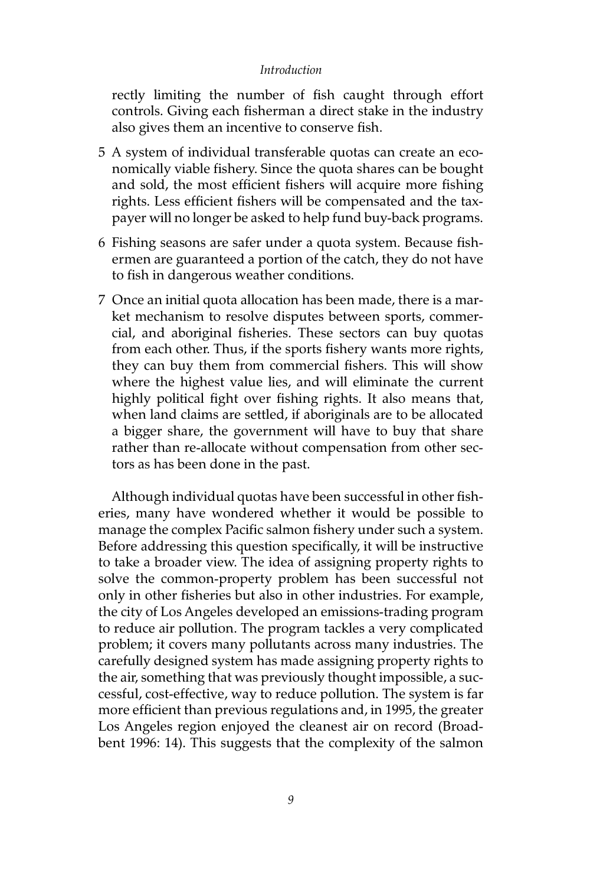rectly limiting the number of fish caught through effort controls. Giving each fisherman a direct stake in the industry also gives them an incentive to conserve fish.

5 A system of individual transferable quotas can create an economically viable fishery. Since the quota shares can be bought and sold, the most efficient fishers will acquire more fishing rights. Less efficient fishers will be compensated and the taxpayer will no longer be asked to help fund buy-back programs.

6 Fishing seasons are safer under a quota system. Because fishermen are guaranteed a portion of the catch, they do not have to fish in dangerous weather conditions.

7 Once an initial quota allocation has been made, there is a market mechanism to resolve disputes between sports, commercial, and aboriginal fisheries. These sectors can buy quotas from each other. Thus, if the sports fishery wants more rights, they can buy them from commercial fishers. This will show where the highest value lies, and will eliminate the current highly political fight over fishing rights. It also means that, when land claims are settled, if aboriginals are to be allocated a bigger share, the government will have to buy that share rather than re-allocate without compensation from other sectors as has been done in the past.

Although individual quotas have been successful in other fisheries, many have wondered whether it would be possible to manage the complex Pacific salmon fishery under such a system. Before addressing this question specifically, it will be instructive to take a broader view. The idea of assigning property rights to solve the common-property problem has been successful not only in other fisheries but also in other industries. For example, the city of Los Angeles developed an emissions-trading program to reduce air pollution. The program tackles a very complicated problem; it covers many pollutants across many industries. The carefully designed system has made assigning property rights to the air, something that was previously thought impossible, a successful, cost-effective, way to reduce pollution. The system is far more efficient than previous regulations and, in 1995, the greater Los Angeles region enjoyed the cleanest air on record (Broadbent 1996: 14). This suggests that the complexity of the salmon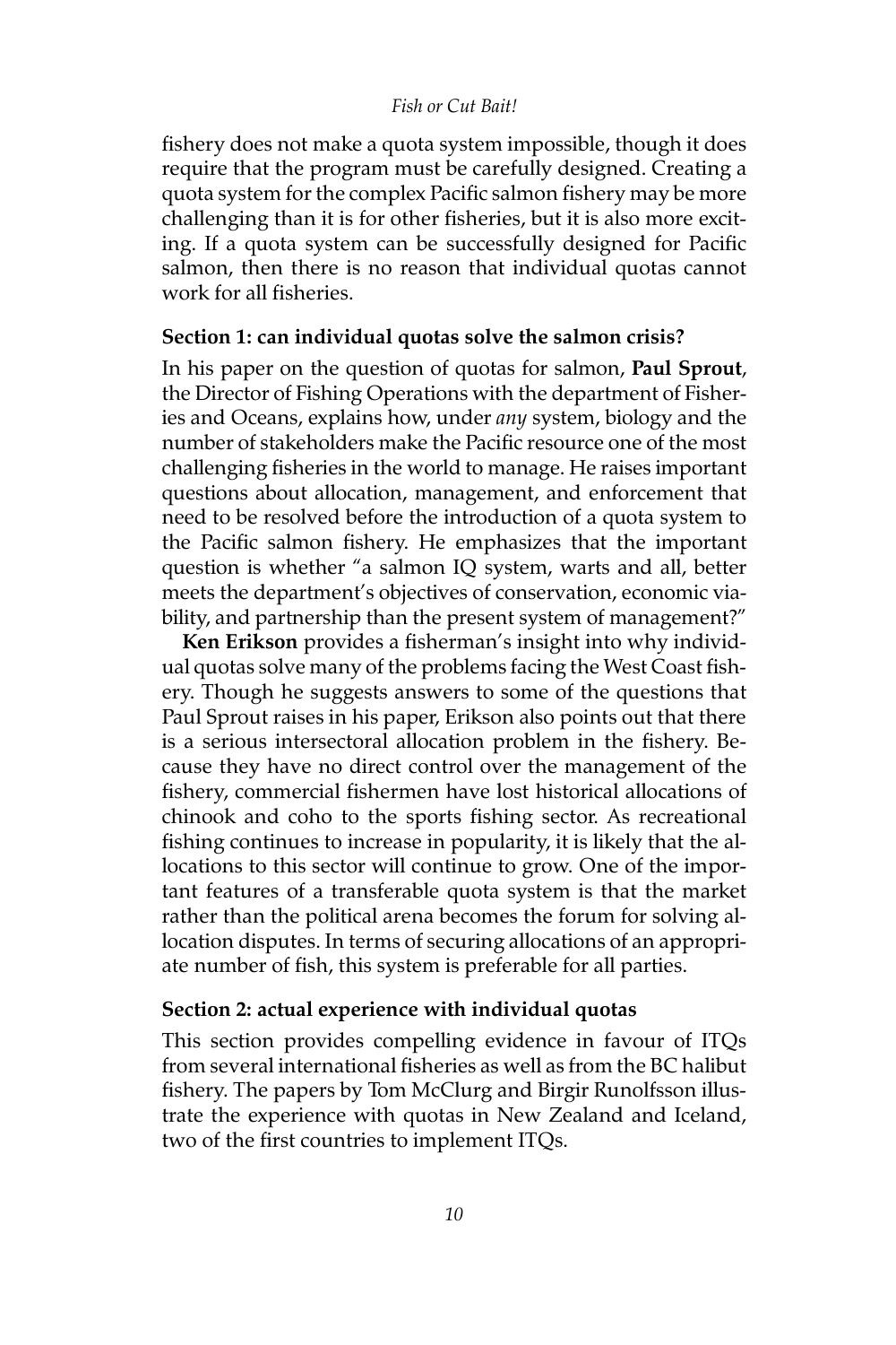fishery does not make a quota system impossible, though it does require that the program must be carefully designed. Creating a quota system for the complex Pacific salmon fishery may be more challenging than it is for other fisheries, but it is also more exciting. If a quota system can be successfully designed for Pacific salmon, then there is no reason that individual quotas cannot work for all fisheries.

### Section 1: can individual quotas solve the salmon crisis?

In his paper on the question of quotas for salmon, **Paul Sprout**, the Director of Fishing Operations with the department of Fisheries and Oceans, explains how, under *any* system, biology and the number of stakeholders make the Pacific resource one of the most challenging fisheries in the world to manage. He raises important questions about allocation, management, and enforcement that need to be resolved before the introduction of a quota system to the Pacific salmon fishery. He emphasizes that the important question is whether "a salmon IQ system, warts and all, better meets the department's objectives of conservation, economic viability, and partnership than the present system of management?"

**Ken Erikson** provides a fisherman's insight into why individual quotas solve many of the problems facing the West Coast fishery. Though he suggests answers to some of the questions that Paul Sprout raises in his paper, Erikson also points out that there is a serious intersectoral allocation problem in the fishery. Because they have no direct control over the management of the fishery, commercial fishermen have lost historical allocations of chinook and coho to the sports fishing sector. As recreational fishing continues to increase in popularity, it is likely that the allocations to this sector will continue to grow. One of the important features of a transferable quota system is that the market rather than the political arena becomes the forum for solving allocation disputes. In terms of securing allocations of an appropriate number of fish, this system is preferable for all parties.

### Section 2: actual experience with individual quotas

This section provides compelling evidence in favour of ITQs from several international fisheries as well as from the BC halibut fishery. The papers by Tom McClurg and Birgir Runolfsson illustrate the experience with quotas in New Zealand and Iceland, two of the first countries to implement ITQs.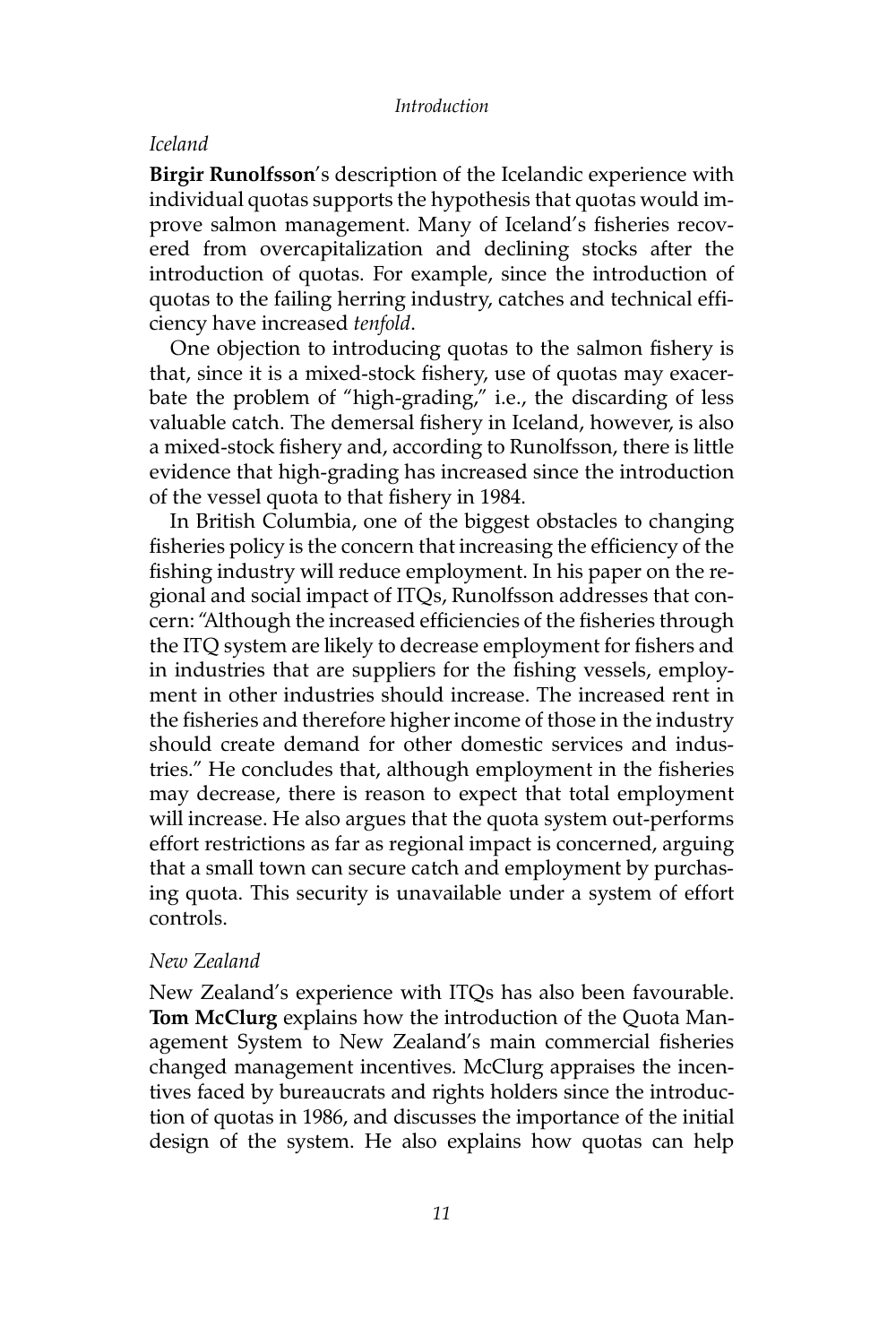*Iceland*

**Birgir Runolfsson**'s description of the Icelandic experience with individual quotas supports the hypothesis that quotas would improve salmon management. Many of Iceland's fisheries recovered from overcapitalization and declining stocks after the introduction of quotas. For example, since the introduction of quotas to the failing herring industry, catches and technical efficiency have increased *tenfold*.

One objection to introducing quotas to the salmon fishery is that, since it is a mixed-stock fishery, use of quotas may exacerbate the problem of "high-grading," i.e., the discarding of less valuable catch. The demersal fishery in Iceland, however, is also a mixed-stock fishery and, according to Runolfsson, there is little evidence that high-grading has increased since the introduction of the vessel quota to that fishery in 1984.

In British Columbia, one of the biggest obstacles to changing fisheries policy is the concern that increasing the efficiency of the fishing industry will reduce employment. In his paper on the regional and social impact of ITQs, Runolfsson addresses that concern: "Although the increased efficiencies of the fisheries through the ITQ system are likely to decrease employment for fishers and in industries that are suppliers for the fishing vessels, employment in other industries should increase. The increased rent in the fisheries and therefore higher income of those in the industry should create demand for other domestic services and industries." He concludes that, although employment in the fisheries may decrease, there is reason to expect that total employment will increase. He also argues that the quota system out-performs effort restrictions as far as regional impact is concerned, arguing that a small town can secure catch and employment by purchasing quota. This security is unavailable under a system of effort controls.

*New Zealand*

New Zealand's experience with ITQs has also been favourable. **Tom McClurg** explains how the introduction of the Quota Management System to New Zealand's main commercial fisheries changed management incentives. McClurg appraises the incentives faced by bureaucrats and rights holders since the introduction of quotas in 1986, and discusses the importance of the initial design of the system. He also explains how quotas can help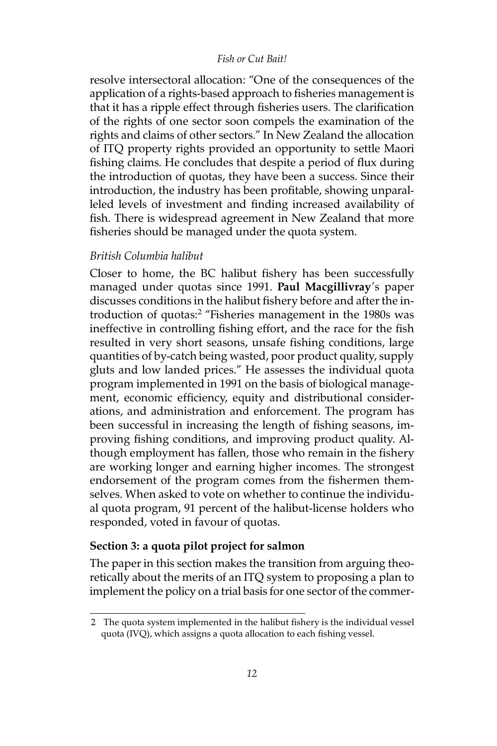resolve intersectoral allocation: "One of the consequences of the application of a rights-based approach to fisheries management is that it has a ripple effect through fisheries users. The clarification of the rights of one sector soon compels the examination of the rights and claims of other sectors." In New Zealand the allocation of ITQ property rights provided an opportunity to settle Maori fishing claims. He concludes that despite a period of flux during the introduction of quotas, they have been a success. Since their introduction, the industry has been profitable, showing unparalleled levels of investment and finding increased availability of fish. There is widespread agreement in New Zealand that more fisheries should be managed under the quota system.

*British Columbia halibut*

Closer to home, the BC halibut fishery has been successfully managed under quotas since 1991. **Paul Macgillivray**'s paper discusses conditions in the halibut fishery before and after the introduction of quotas:[2] "Fisheries management in the 1980s was ineffective in controlling fishing effort, and the race for the fish resulted in very short seasons, unsafe fishing conditions, large quantities of by-catch being wasted, poor product quality, supply gluts and low landed prices." He assesses the individual quota program implemented in 1991 on the basis of biological management, economic efficiency, equity and distributional considerations, and administration and enforcement. The program has been successful in increasing the length of fishing seasons, improving fishing conditions, and improving product quality. Although employment has fallen, those who remain in the fishery are working longer and earning higher incomes. The strongest endorsement of the program comes from the fishermen themselves. When asked to vote on whether to continue the individual quota program, 91 percent of the halibut-license holders who responded, voted in favour of quotas.

### Section 3: a quota pilot project for salmon

The paper in this section makes the transition from arguing theoretically about the merits of an ITQ system to proposing a plan to implement the policy on a trial basis for one sector of the commer-

---

[2] The quota system implemented in the halibut fishery is the individual vessel quota (IVQ), which assigns a quota allocation to each fishing vessel.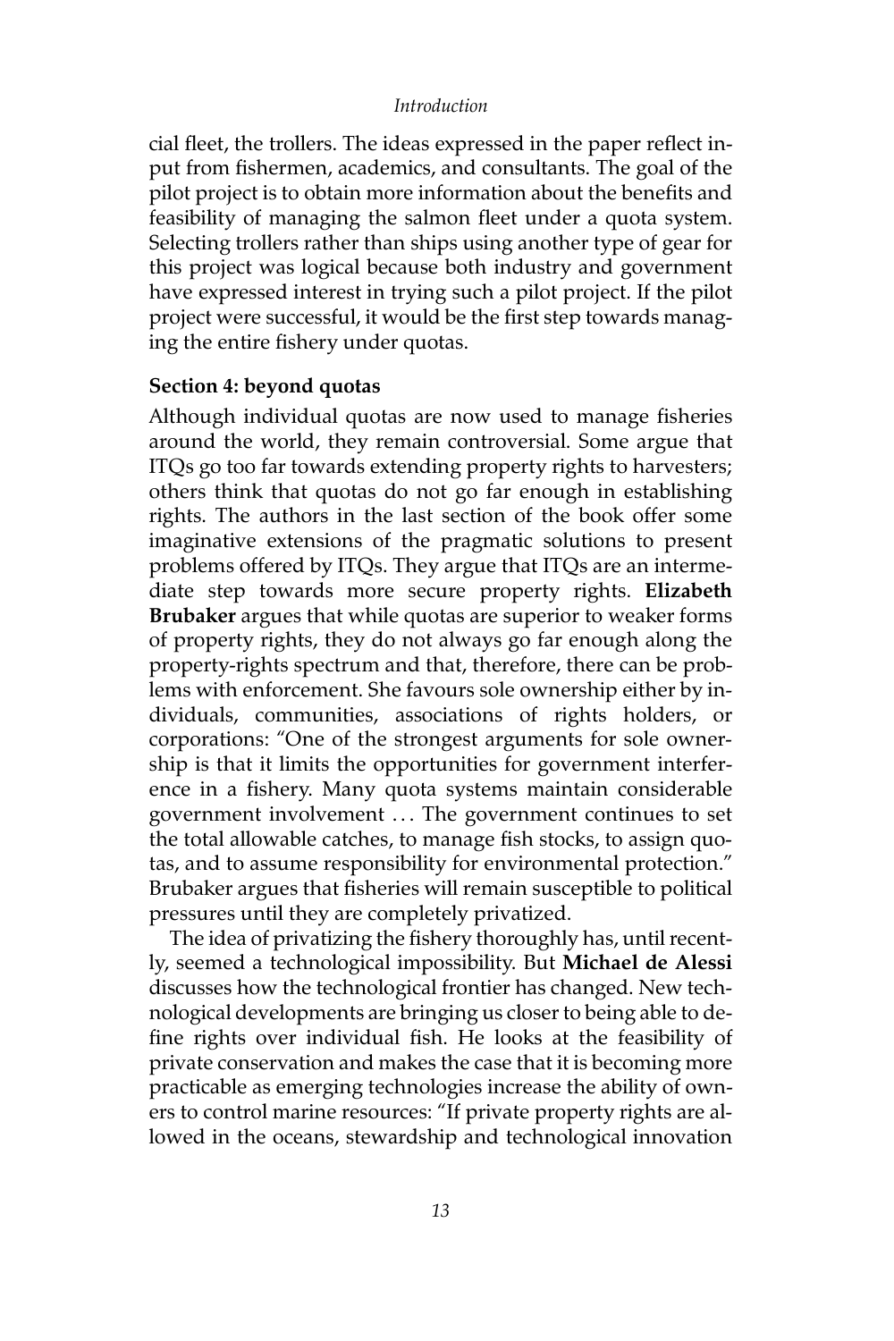cial fleet, the trollers. The ideas expressed in the paper reflect input from fishermen, academics, and consultants. The goal of the pilot project is to obtain more information about the benefits and feasibility of managing the salmon fleet under a quota system. Selecting trollers rather than ships using another type of gear for this project was logical because both industry and government have expressed interest in trying such a pilot project. If the pilot project were successful, it would be the first step towards managing the entire fishery under quotas.

### Section 4: beyond quotas

Although individual quotas are now used to manage fisheries around the world, they remain controversial. Some argue that ITQs go too far towards extending property rights to harvesters; others think that quotas do not go far enough in establishing rights. The authors in the last section of the book offer some imaginative extensions of the pragmatic solutions to present problems offered by ITQs. They argue that ITQs are an intermediate step towards more secure property rights. **Elizabeth Brubaker** argues that while quotas are superior to weaker forms of property rights, they do not always go far enough along the property-rights spectrum and that, therefore, there can be problems with enforcement. She favours sole ownership either by individuals, communities, associations of rights holders, or corporations: "One of the strongest arguments for sole ownership is that it limits the opportunities for government interference in a fishery. Many quota systems maintain considerable government involvement ... The government continues to set the total allowable catches, to manage fish stocks, to assign quotas, and to assume responsibility for environmental protection." Brubaker argues that fisheries will remain susceptible to political pressures until they are completely privatized.

The idea of privatizing the fishery thoroughly has, until recently, seemed a technological impossibility. But **Michael de Alessi** discusses how the technological frontier has changed. New technological developments are bringing us closer to being able to define rights over individual fish. He looks at the feasibility of private conservation and makes the case that it is becoming more practicable as emerging technologies increase the ability of owners to control marine resources: "If private property rights are allowed in the oceans, stewardship and technological innovation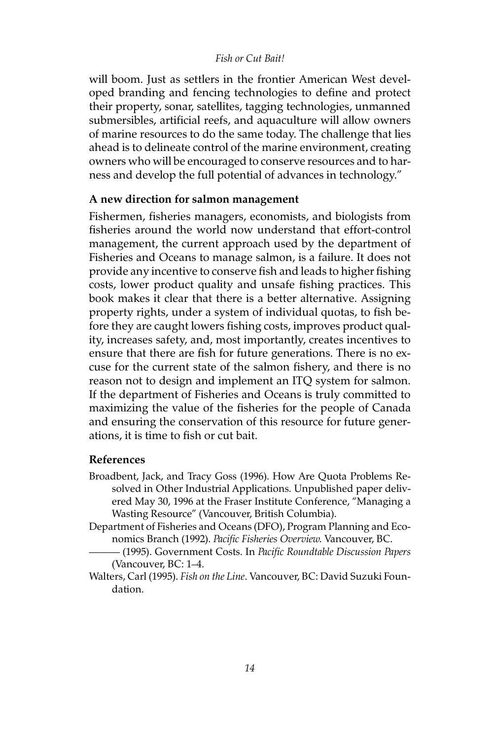will boom. Just as settlers in the frontier American West developed branding and fencing technologies to define and protect their property, sonar, satellites, tagging technologies, unmanned submersibles, artificial reefs, and aquaculture will allow owners of marine resources to do the same today. The challenge that lies ahead is to delineate control of the marine environment, creating owners who will be encouraged to conserve resources and to harness and develop the full potential of advances in technology."

### A new direction for salmon management

Fishermen, fisheries managers, economists, and biologists from fisheries around the world now understand that effort-control management, the current approach used by the department of Fisheries and Oceans to manage salmon, is a failure. It does not provide any incentive to conserve fish and leads to higher fishing costs, lower product quality and unsafe fishing practices. This book makes it clear that there is a better alternative. Assigning property rights, under a system of individual quotas, to fish before they are caught lowers fishing costs, improves product quality, increases safety, and, most importantly, creates incentives to ensure that there are fish for future generations. There is no excuse for the current state of the salmon fishery, and there is no reason not to design and implement an ITQ system for salmon. If the department of Fisheries and Oceans is truly committed to maximizing the value of the fisheries for the people of Canada and ensuring the conservation of this resource for future generations, it is time to fish or cut bait.

### References

Broadbent, Jack, and Tracy Goss (1996). How Are Quota Problems Resolved in Other Industrial Applications. Unpublished paper delivered May 30, 1996 at the Fraser Institute Conference, "Managing a Wasting Resource" (Vancouver, British Columbia).

Department of Fisheries and Oceans (DFO), Program Planning and Economics Branch (1992). *Pacific Fisheries Overview.* Vancouver, BC.

——— (1995). Government Costs. In *Pacific Roundtable Discussion Papers* (Vancouver, BC: 1–4.

Walters, Carl (1995). *Fish on the Line*. Vancouver, BC: David Suzuki Foundation.